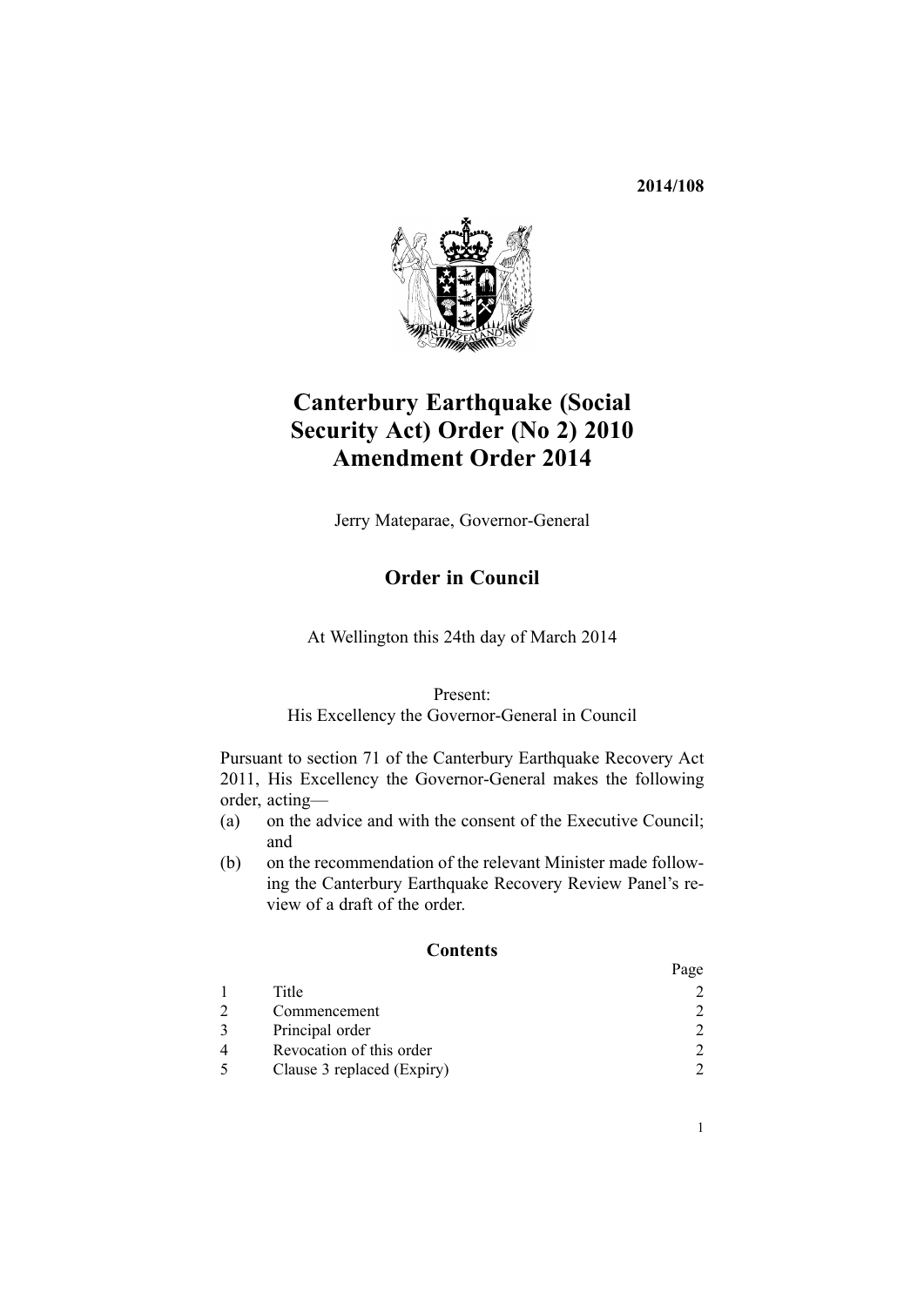**2014/108**

# Canterbury Earthquake (Social Security Act) Order (No 2) 2010 Amendment Order 2014

Jerry Mateparae, Governor-General

## Order in Council

At Wellington this 24th day of March 2014

Present:
His Excellency the Governor-General in Council

Pursuant to section 71 of the Canterbury Earthquake Recovery Act 2011, His Excellency the Governor-General makes the following order, acting—

(a) on the advice and with the consent of the Executive Council; and
(b) on the recommendation of the relevant Minister made following the Canterbury Earthquake Recovery Review Panel's review of a draft of the order.

### Contents

| | | Page |
|---|---|---|
| 1 | Title | 2 |
| 2 | Commencement | 2 |
| 3 | Principal order | 2 |
| 4 | Revocation of this order | 2 |
| 5 | Clause 3 replaced (Expiry) | 2 |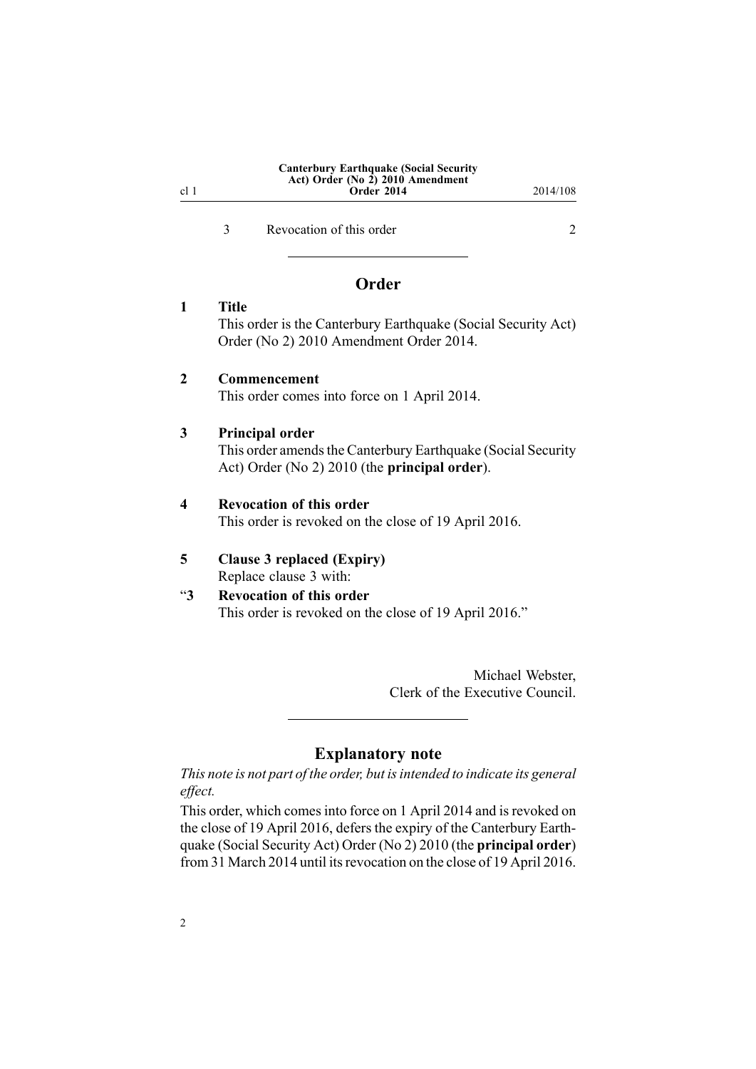3 Revocation of this order 2

## Order

**1 Title**

This order is the Canterbury Earthquake (Social Security Act) Order (No 2) 2010 Amendment Order 2014.

**2 Commencement**

This order comes into force on 1 April 2014.

**3 Principal order**

This order amends the Canterbury Earthquake (Social Security Act) Order (No 2) 2010 (the **principal order**).

**4 Revocation of this order**

This order is revoked on the close of 19 April 2016.

**5 Clause 3 replaced (Expiry)**

Replace clause 3 with:

"**3 Revocation of this order**

This order is revoked on the close of 19 April 2016."

Michael Webster,
Clerk of the Executive Council.

## Explanatory note

*This note is not part of the order, but is intended to indicate its general effect.*

This order, which comes into force on 1 April 2014 and is revoked on the close of 19 April 2016, defers the expiry of the Canterbury Earthquake (Social Security Act) Order (No 2) 2010 (the **principal order**) from 31 March 2014 until its revocation on the close of 19 April 2016.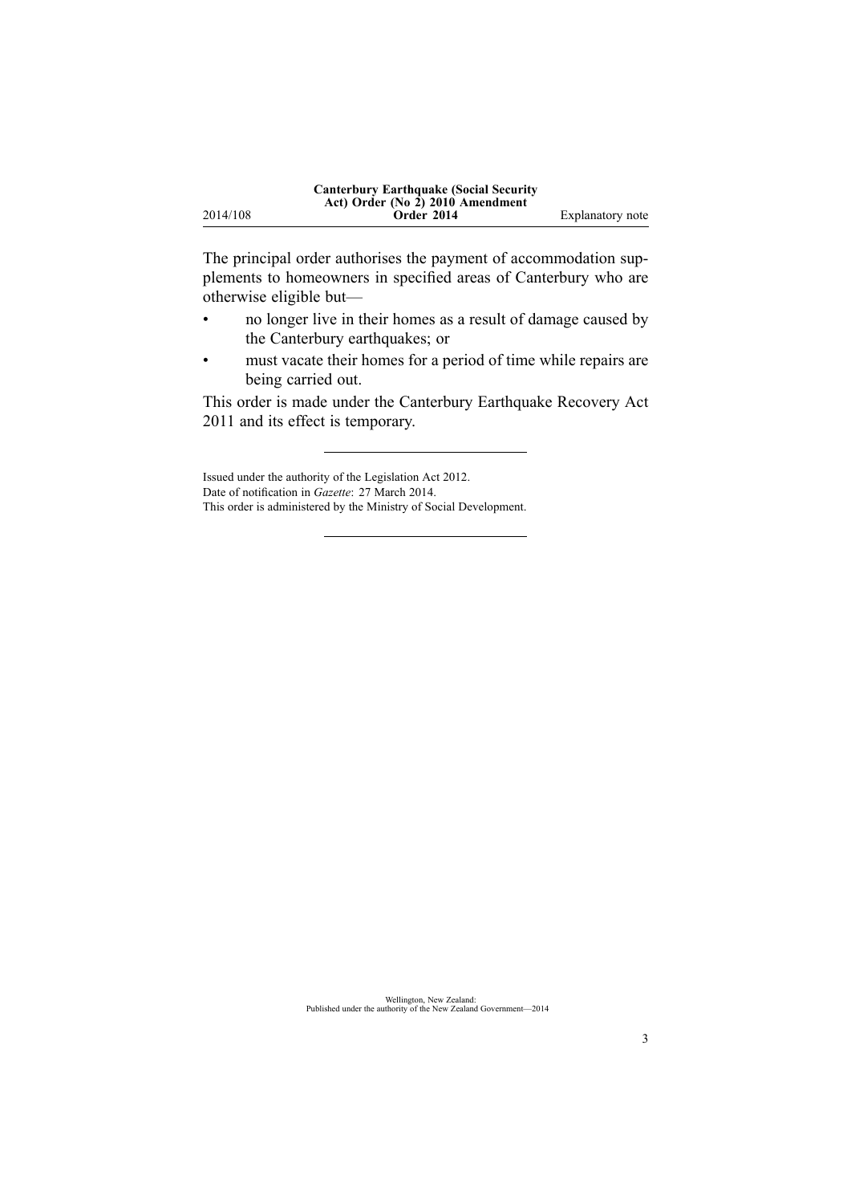The principal order authorises the payment of accommodation supplements to homeowners in specified areas of Canterbury who are otherwise eligible but—

- no longer live in their homes as a result of damage caused by the Canterbury earthquakes; or
- must vacate their homes for a period of time while repairs are being carried out.

This order is made under the Canterbury Earthquake Recovery Act 2011 and its effect is temporary.

---

Issued under the authority of the Legislation Act 2012.
Date of notification in *Gazette*: 27 March 2014.
This order is administered by the Ministry of Social Development.

---

Wellington, New Zealand:
Published under the authority of the New Zealand Government—2014